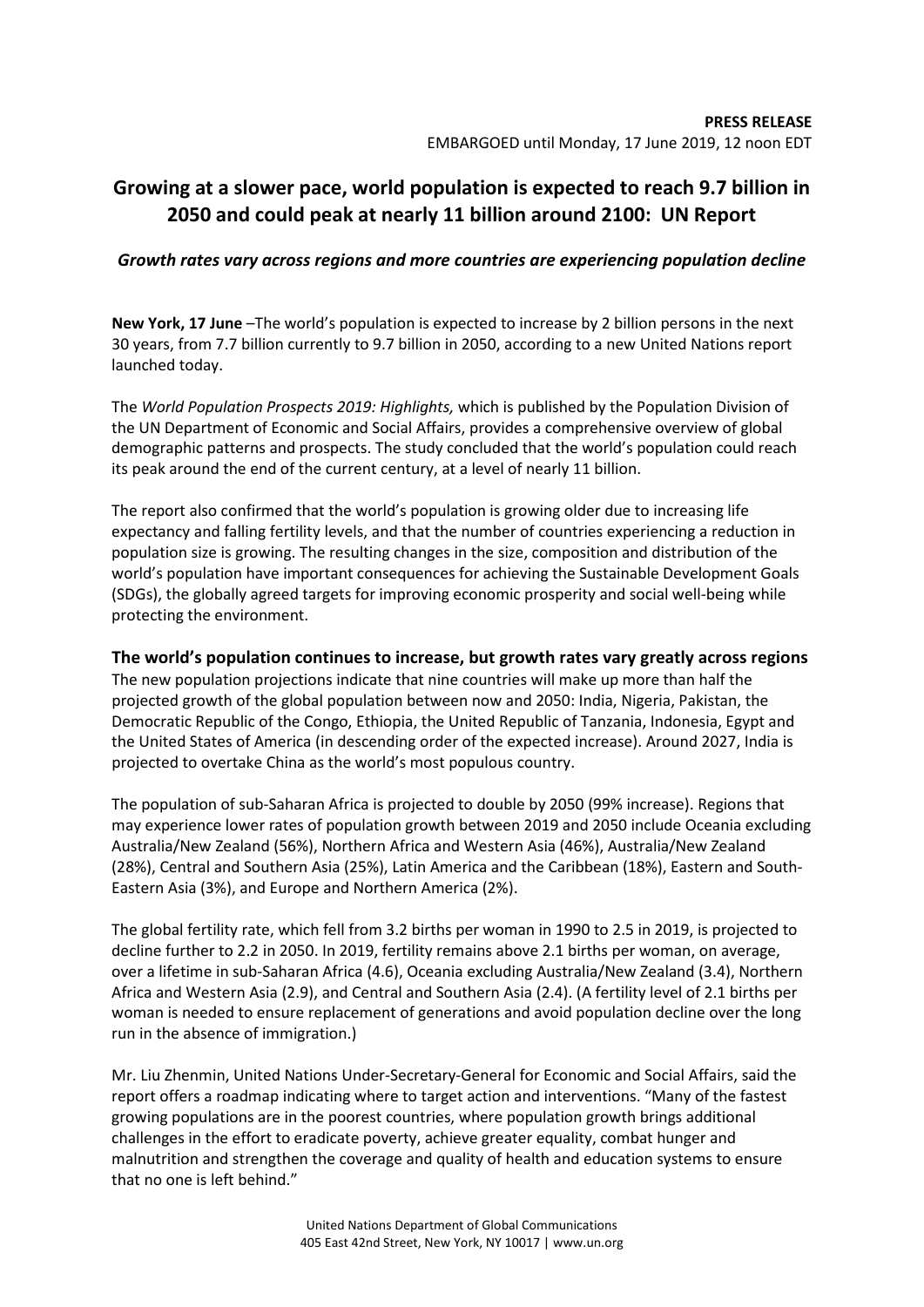**PRESS RELEASE**
EMBARGOED until Monday, 17 June 2019, 12 noon EDT

# Growing at a slower pace, world population is expected to reach 9.7 billion in 2050 and could peak at nearly 11 billion around 2100: UN Report

***Growth rates vary across regions and more countries are experiencing population decline***

**New York, 17 June** –The world's population is expected to increase by 2 billion persons in the next 30 years, from 7.7 billion currently to 9.7 billion in 2050, according to a new United Nations report launched today.

The *World Population Prospects 2019: Highlights,* which is published by the Population Division of the UN Department of Economic and Social Affairs, provides a comprehensive overview of global demographic patterns and prospects. The study concluded that the world's population could reach its peak around the end of the current century, at a level of nearly 11 billion.

The report also confirmed that the world's population is growing older due to increasing life expectancy and falling fertility levels, and that the number of countries experiencing a reduction in population size is growing. The resulting changes in the size, composition and distribution of the world's population have important consequences for achieving the Sustainable Development Goals (SDGs), the globally agreed targets for improving economic prosperity and social well-being while protecting the environment.

## The world's population continues to increase, but growth rates vary greatly across regions

The new population projections indicate that nine countries will make up more than half the projected growth of the global population between now and 2050: India, Nigeria, Pakistan, the Democratic Republic of the Congo, Ethiopia, the United Republic of Tanzania, Indonesia, Egypt and the United States of America (in descending order of the expected increase). Around 2027, India is projected to overtake China as the world's most populous country.

The population of sub-Saharan Africa is projected to double by 2050 (99% increase). Regions that may experience lower rates of population growth between 2019 and 2050 include Oceania excluding Australia/New Zealand (56%), Northern Africa and Western Asia (46%), Australia/New Zealand (28%), Central and Southern Asia (25%), Latin America and the Caribbean (18%), Eastern and South-Eastern Asia (3%), and Europe and Northern America (2%).

The global fertility rate, which fell from 3.2 births per woman in 1990 to 2.5 in 2019, is projected to decline further to 2.2 in 2050. In 2019, fertility remains above 2.1 births per woman, on average, over a lifetime in sub-Saharan Africa (4.6), Oceania excluding Australia/New Zealand (3.4), Northern Africa and Western Asia (2.9), and Central and Southern Asia (2.4). (A fertility level of 2.1 births per woman is needed to ensure replacement of generations and avoid population decline over the long run in the absence of immigration.)

Mr. Liu Zhenmin, United Nations Under-Secretary-General for Economic and Social Affairs, said the report offers a roadmap indicating where to target action and interventions. "Many of the fastest growing populations are in the poorest countries, where population growth brings additional challenges in the effort to eradicate poverty, achieve greater equality, combat hunger and malnutrition and strengthen the coverage and quality of health and education systems to ensure that no one is left behind."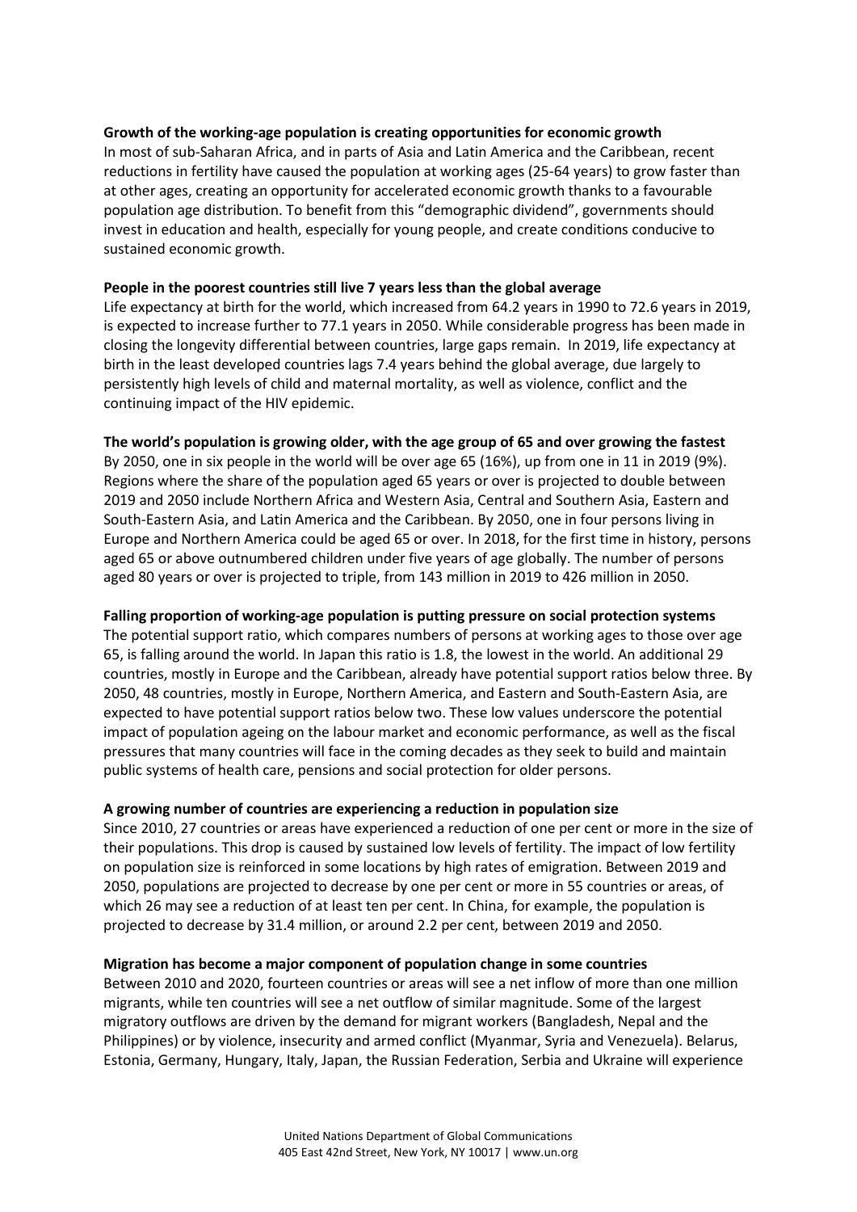**Growth of the working-age population is creating opportunities for economic growth**

In most of sub-Saharan Africa, and in parts of Asia and Latin America and the Caribbean, recent reductions in fertility have caused the population at working ages (25-64 years) to grow faster than at other ages, creating an opportunity for accelerated economic growth thanks to a favourable population age distribution. To benefit from this "demographic dividend", governments should invest in education and health, especially for young people, and create conditions conducive to sustained economic growth.

**People in the poorest countries still live 7 years less than the global average**

Life expectancy at birth for the world, which increased from 64.2 years in 1990 to 72.6 years in 2019, is expected to increase further to 77.1 years in 2050. While considerable progress has been made in closing the longevity differential between countries, large gaps remain. In 2019, life expectancy at birth in the least developed countries lags 7.4 years behind the global average, due largely to persistently high levels of child and maternal mortality, as well as violence, conflict and the continuing impact of the HIV epidemic.

**The world's population is growing older, with the age group of 65 and over growing the fastest**

By 2050, one in six people in the world will be over age 65 (16%), up from one in 11 in 2019 (9%). Regions where the share of the population aged 65 years or over is projected to double between 2019 and 2050 include Northern Africa and Western Asia, Central and Southern Asia, Eastern and South-Eastern Asia, and Latin America and the Caribbean. By 2050, one in four persons living in Europe and Northern America could be aged 65 or over. In 2018, for the first time in history, persons aged 65 or above outnumbered children under five years of age globally. The number of persons aged 80 years or over is projected to triple, from 143 million in 2019 to 426 million in 2050.

**Falling proportion of working-age population is putting pressure on social protection systems**

The potential support ratio, which compares numbers of persons at working ages to those over age 65, is falling around the world. In Japan this ratio is 1.8, the lowest in the world. An additional 29 countries, mostly in Europe and the Caribbean, already have potential support ratios below three. By 2050, 48 countries, mostly in Europe, Northern America, and Eastern and South-Eastern Asia, are expected to have potential support ratios below two. These low values underscore the potential impact of population ageing on the labour market and economic performance, as well as the fiscal pressures that many countries will face in the coming decades as they seek to build and maintain public systems of health care, pensions and social protection for older persons.

**A growing number of countries are experiencing a reduction in population size**

Since 2010, 27 countries or areas have experienced a reduction of one per cent or more in the size of their populations. This drop is caused by sustained low levels of fertility. The impact of low fertility on population size is reinforced in some locations by high rates of emigration. Between 2019 and 2050, populations are projected to decrease by one per cent or more in 55 countries or areas, of which 26 may see a reduction of at least ten per cent. In China, for example, the population is projected to decrease by 31.4 million, or around 2.2 per cent, between 2019 and 2050.

**Migration has become a major component of population change in some countries**

Between 2010 and 2020, fourteen countries or areas will see a net inflow of more than one million migrants, while ten countries will see a net outflow of similar magnitude. Some of the largest migratory outflows are driven by the demand for migrant workers (Bangladesh, Nepal and the Philippines) or by violence, insecurity and armed conflict (Myanmar, Syria and Venezuela). Belarus, Estonia, Germany, Hungary, Italy, Japan, the Russian Federation, Serbia and Ukraine will experience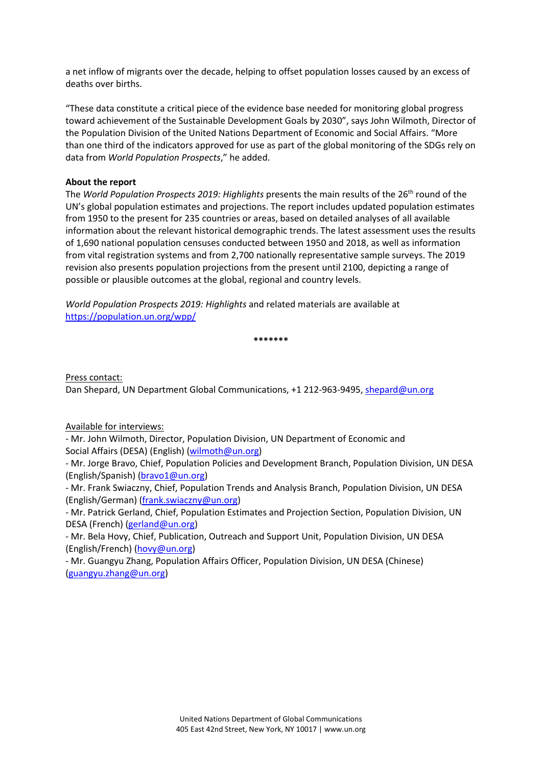a net inflow of migrants over the decade, helping to offset population losses caused by an excess of deaths over births.

"These data constitute a critical piece of the evidence base needed for monitoring global progress toward achievement of the Sustainable Development Goals by 2030", says John Wilmoth, Director of the Population Division of the United Nations Department of Economic and Social Affairs. "More than one third of the indicators approved for use as part of the global monitoring of the SDGs rely on data from *World Population Prospects*," he added.

**About the report**

The *World Population Prospects 2019: Highlights* presents the main results of the 26th round of the UN's global population estimates and projections. The report includes updated population estimates from 1950 to the present for 235 countries or areas, based on detailed analyses of all available information about the relevant historical demographic trends. The latest assessment uses the results of 1,690 national population censuses conducted between 1950 and 2018, as well as information from vital registration systems and from 2,700 nationally representative sample surveys. The 2019 revision also presents population projections from the present until 2100, depicting a range of possible or plausible outcomes at the global, regional and country levels.

*World Population Prospects 2019: Highlights* and related materials are available at https://population.un.org/wpp/

*******

Press contact:
Dan Shepard, UN Department Global Communications, +1 212-963-9495, shepard@un.org

Available for interviews:
- Mr. John Wilmoth, Director, Population Division, UN Department of Economic and Social Affairs (DESA) (English) (wilmoth@un.org)
- Mr. Jorge Bravo, Chief, Population Policies and Development Branch, Population Division, UN DESA (English/Spanish) (bravo1@un.org)
- Mr. Frank Swiaczny, Chief, Population Trends and Analysis Branch, Population Division, UN DESA (English/German) (frank.swiaczny@un.org)
- Mr. Patrick Gerland, Chief, Population Estimates and Projection Section, Population Division, UN DESA (French) (gerland@un.org)
- Mr. Bela Hovy, Chief, Publication, Outreach and Support Unit, Population Division, UN DESA (English/French) (hovy@un.org)
- Mr. Guangyu Zhang, Population Affairs Officer, Population Division, UN DESA (Chinese) (guangyu.zhang@un.org)